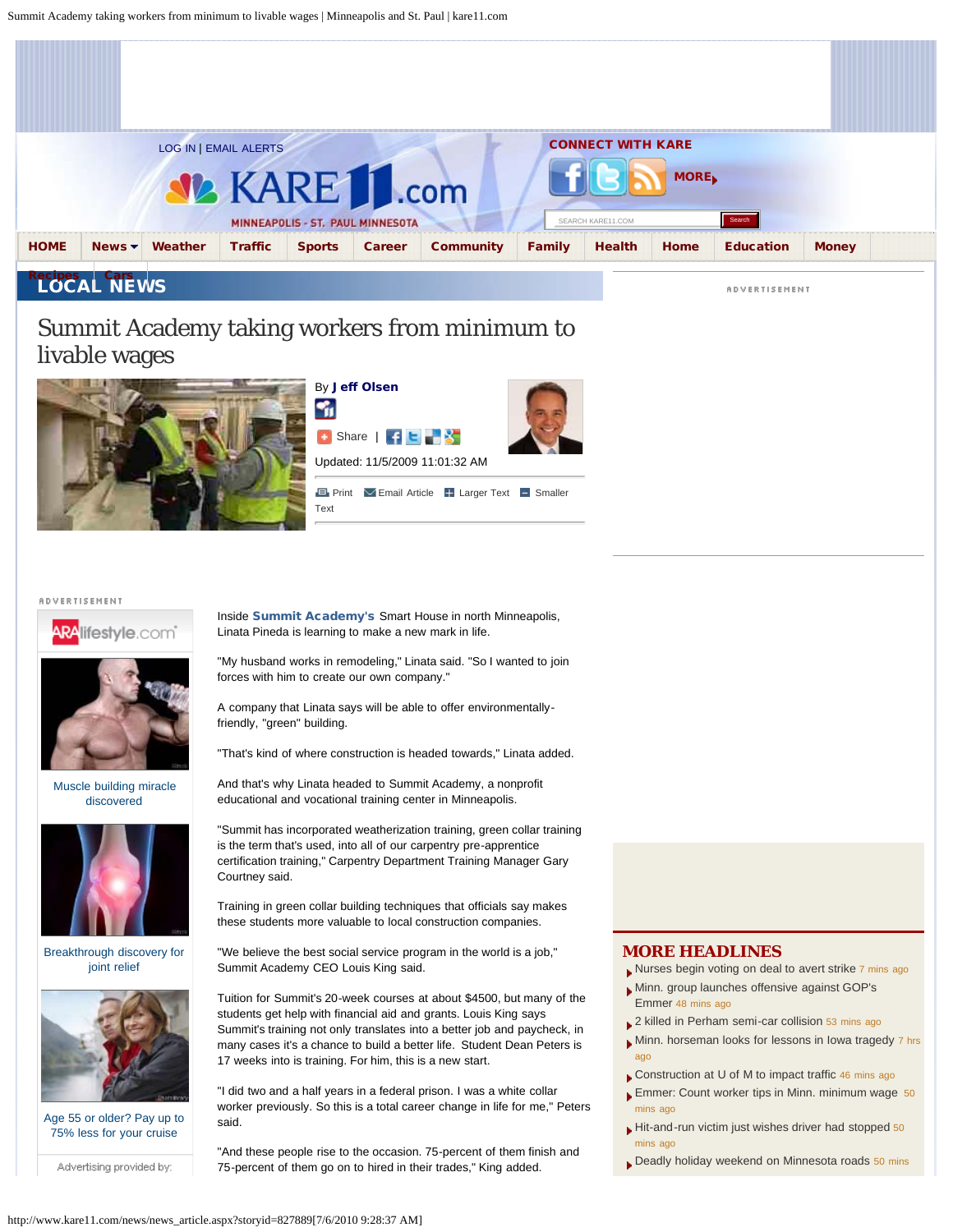LOG IN | EMAIL ALERTS

CONNECT WITH KARE

MORE

HOME | News | Weather | Traffic | Sports | Career | Community | Family | Health | Home | Education | Money | Recipes | Cars

## LOCAL NEWS

# Summit Academy taking workers from minimum to livable wages

By **Jeff Olsen**

Share |

Updated: 11/5/2009 11:01:32 AM

Print | Email Article | Larger Text | Smaller Text

ADVERTISEMENT

Inside **Summit Academy's** Smart House in north Minneapolis, Linata Pineda is learning to make a new mark in life.

"My husband works in remodeling," Linata said. "So I wanted to join forces with him to create our own company."

A company that Linata says will be able to offer environmentally-friendly, "green" building.

"That's kind of where construction is headed towards," Linata added.

And that's why Linata headed to Summit Academy, a nonprofit educational and vocational training center in Minneapolis.

"Summit has incorporated weatherization training, green collar training is the term that's used, into all of our carpentry pre-apprentice certification training," Carpentry Department Training Manager Gary Courtney said.

Training in green collar building techniques that officials say makes these students more valuable to local construction companies.

"We believe the best social service program in the world is a job," Summit Academy CEO Louis King said.

Tuition for Summit's 20-week courses at about $4500, but many of the students get help with financial aid and grants. Louis King says Summit's training not only translates into a better job and paycheck, in many cases it's a chance to build a better life. Student Dean Peters is 17 weeks into training. For him, this is a new start.

"I did two and a half years in a federal prison. I was a white collar worker previously. So this is a total career change in life for me," Peters said.

"And these people rise to the occasion. 75-percent of them finish and 75-percent of them go on to hired in their trades," King added.

ADVERTISEMENT

ARAlifestyle.com

Muscle building miracle discovered

Breakthrough discovery for joint relief

Age 55 or older? Pay up to 75% less for your cruise

Advertising provided by:

## MORE HEADLINES

- Nurses begin voting on deal to avert strike 7 mins ago
- Minn. group launches offensive against GOP's Emmer 48 mins ago
- 2 killed in Perham semi-car collision 53 mins ago
- Minn. horseman looks for lessons in Iowa tragedy 7 hrs ago
- Construction at U of M to impact traffic 46 mins ago
- Emmer: Count worker tips in Minn. minimum wage 50 mins ago
- Hit-and-run victim just wishes driver had stopped 50 mins ago
- Deadly holiday weekend on Minnesota roads 50 mins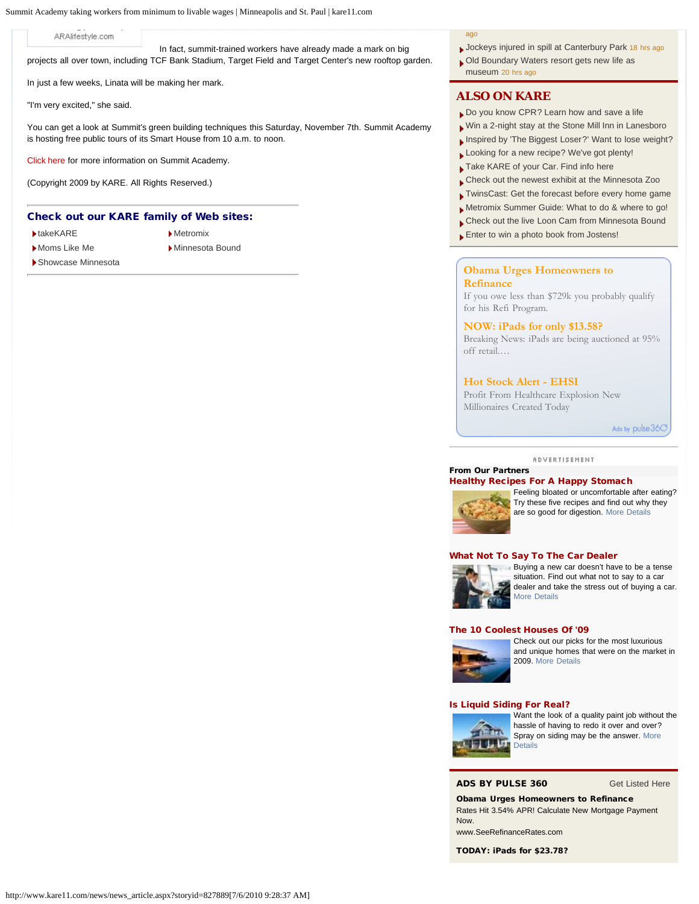ARAlifestyle.com

In fact, summit-trained workers have already made a mark on big projects all over town, including TCF Bank Stadium, Target Field and Target Center's new rooftop garden.

In just a few weeks, Linata will be making her mark.

"I'm very excited," she said.

You can get a look at Summit's green building techniques this Saturday, November 7th. Summit Academy is hosting free public tours of its Smart House from 10 a.m. to noon.

Click here for more information on Summit Academy.

(Copyright 2009 by KARE. All Rights Reserved.)

---

### Check out our KARE family of Web sites:

- takeKARE
- Metromix
- Moms Like Me
- Minnesota Bound
- Showcase Minnesota

---

ago

- Jockeys injured in spill at Canterbury Park 18 hrs ago
- Old Boundary Waters resort gets new life as museum 20 hrs ago

## ALSO ON KARE

- Do you know CPR? Learn how and save a life
- Win a 2-night stay at the Stone Mill Inn in Lanesboro
- Inspired by 'The Biggest Loser?' Want to lose weight?
- Looking for a new recipe? We've got plenty!
- Take KARE of your Car. Find info here
- Check out the newest exhibit at the Minnesota Zoo
- TwinsCast: Get the forecast before every home game
- Metromix Summer Guide: What to do & where to go!
- Check out the live Loon Cam from Minnesota Bound
- Enter to win a photo book from Jostens!

**Obama Urges Homeowners to Refinance**
If you owe less than $729k you probably qualify for his Refi Program.

**NOW: iPads for only $13.58?**
Breaking News: iPads are being auctioned at 95% off retail....

**Hot Stock Alert - EHSI**
Profit From Healthcare Explosion New Millionaires Created Today

Ads by pulse360

ADVERTISEMENT

**From Our Partners**

**Healthy Recipes For A Happy Stomach**
Feeling bloated or uncomfortable after eating? Try these five recipes and find out why they are so good for digestion. More Details

**What Not To Say To The Car Dealer**
Buying a new car doesn't have to be a tense situation. Find out what not to say to a car dealer and take the stress out of buying a car. More Details

**The 10 Coolest Houses Of '09**
Check out our picks for the most luxurious and unique homes that were on the market in 2009. More Details

**Is Liquid Siding For Real?**
Want the look of a quality paint job without the hassle of having to redo it over and over? Spray on siding may be the answer. More Details

**ADS BY PULSE 360** Get Listed Here

**Obama Urges Homeowners to Refinance**
Rates Hit 3.54% APR! Calculate New Mortgage Payment Now.
www.SeeRefinanceRates.com

**TODAY: iPads for $23.78?**